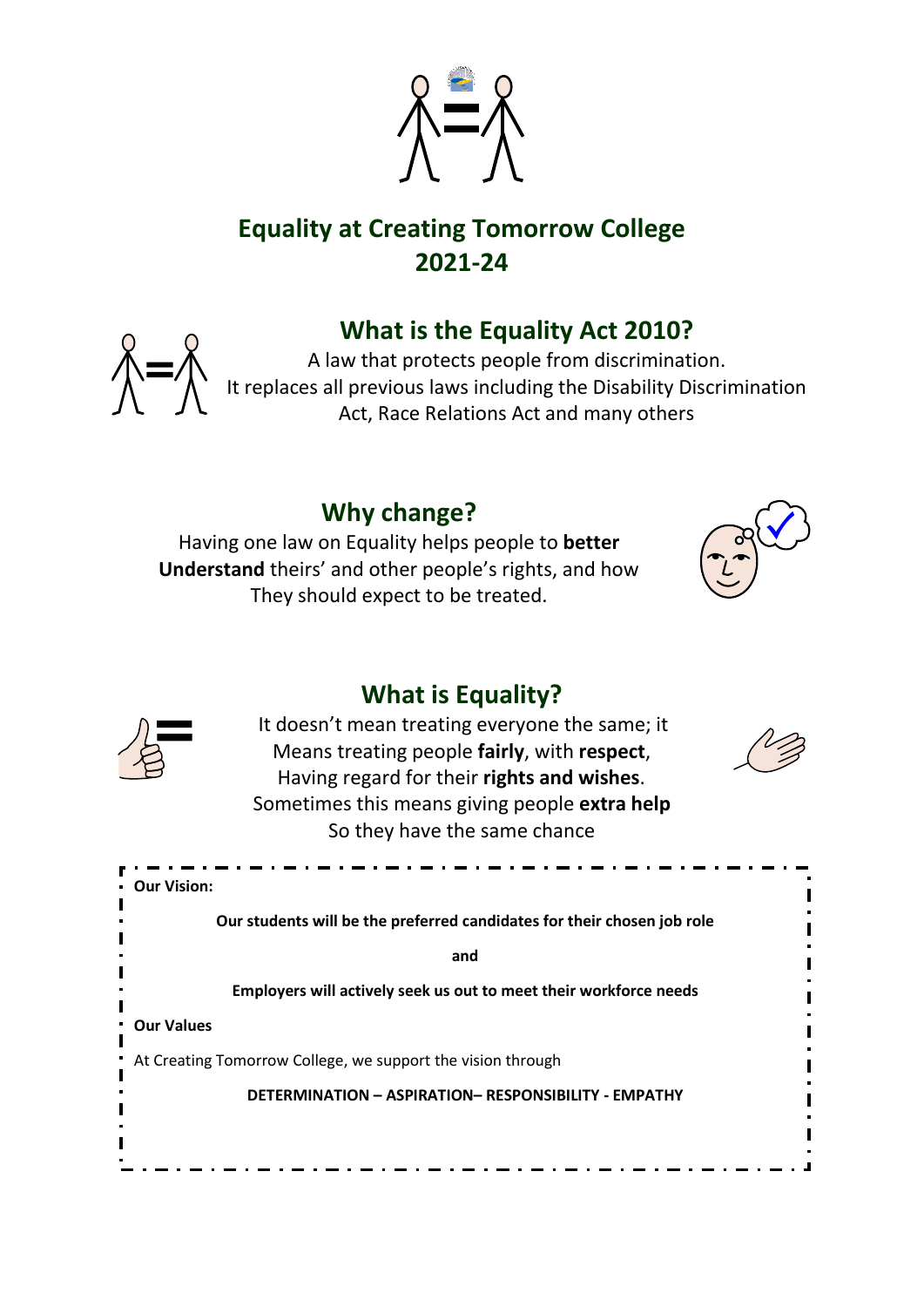# Equality at Creating Tomorrow College 2021-24

## What is the Equality Act 2010?

A law that protects people from discrimination.
It replaces all previous laws including the Disability Discrimination Act, Race Relations Act and many others

## Why change?

Having one law on Equality helps people to **better Understand** theirs' and other people's rights, and how They should expect to be treated.

## What is Equality?

It doesn't mean treating everyone the same; it Means treating people **fairly**, with **respect**, Having regard for their **rights and wishes**. Sometimes this means giving people **extra help** So they have the same chance

**Our Vision:**

**Our students will be the preferred candidates for their chosen job role**

**and**

**Employers will actively seek us out to meet their workforce needs**

**Our Values**

At Creating Tomorrow College, we support the vision through

**DETERMINATION – ASPIRATION– RESPONSIBILITY - EMPATHY**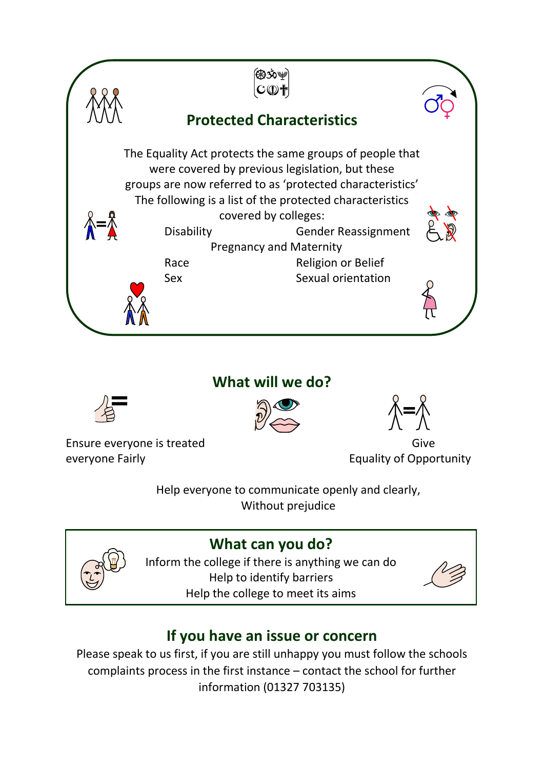## Protected Characteristics

The Equality Act protects the same groups of people that were covered by previous legislation, but these groups are now referred to as 'protected characteristics' The following is a list of the protected characteristics covered by colleges:

- Disability
- Gender Reassignment
- Pregnancy and Maternity
- Race
- Religion or Belief
- Sex
- Sexual orientation

## What will we do?

Ensure everyone is treated everyone Fairly

Give Equality of Opportunity

Help everyone to communicate openly and clearly, Without prejudice

## What can you do?

Inform the college if there is anything we can do
Help to identify barriers
Help the college to meet its aims

## If you have an issue or concern

Please speak to us first, if you are still unhappy you must follow the schools complaints process in the first instance – contact the school for further information (01327 703135)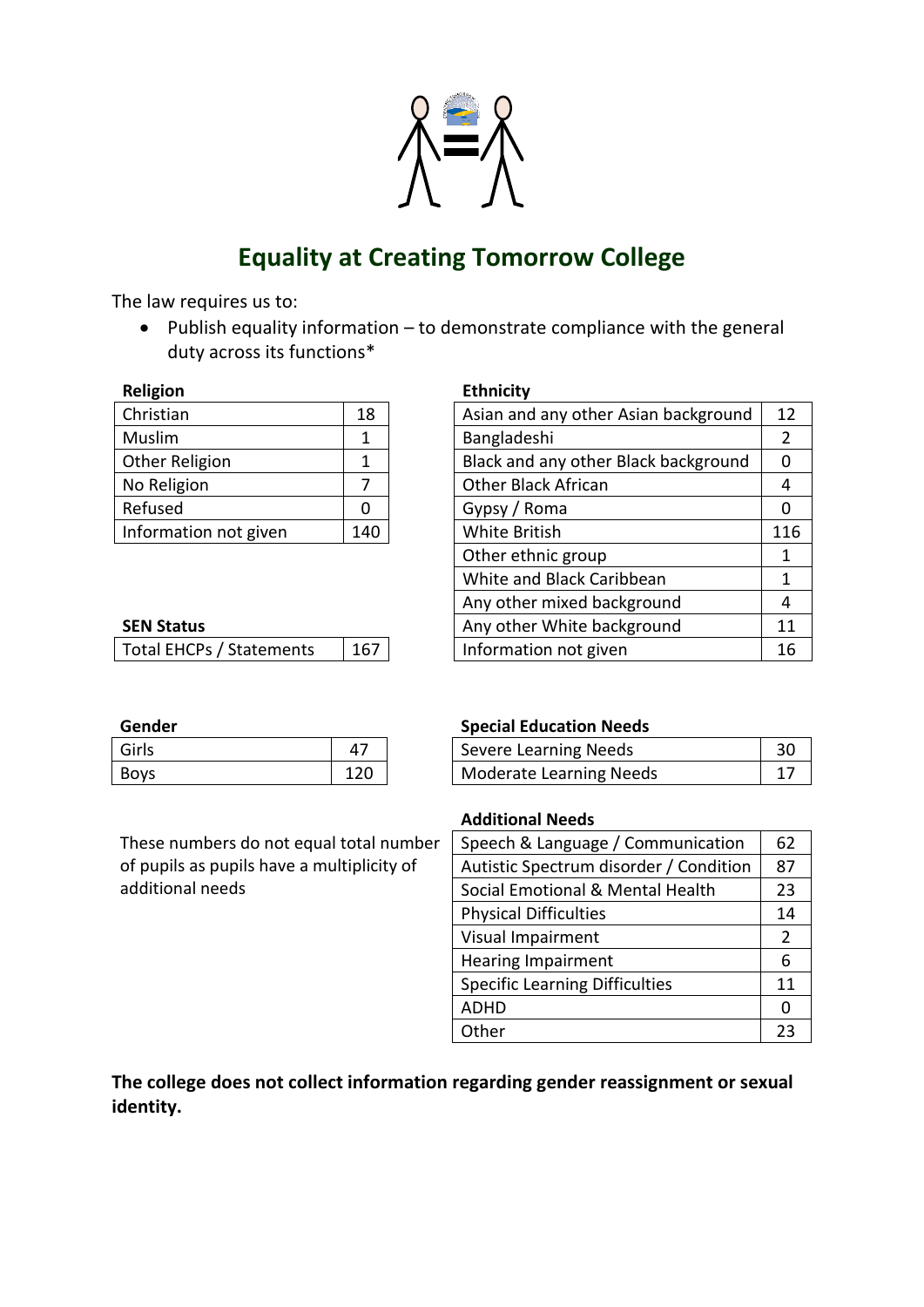# Equality at Creating Tomorrow College

The law requires us to:

- Publish equality information – to demonstrate compliance with the general duty across its functions*

**Religion**

| Christian | 18 |
|---|---|
| Muslim | 1 |
| Other Religion | 1 |
| No Religion | 7 |
| Refused | 0 |
| Information not given | 140 |

**Ethnicity**

| Asian and any other Asian background | 12 |
|---|---|
| Bangladeshi | 2 |
| Black and any other Black background | 0 |
| Other Black African | 4 |
| Gypsy / Roma | 0 |
| White British | 116 |
| Other ethnic group | 1 |
| White and Black Caribbean | 1 |
| Any other mixed background | 4 |
| Any other White background | 11 |
| Information not given | 16 |

**SEN Status**

| Total EHCPs / Statements | 167 |
|---|---|

**Gender**

| Girls | 47 |
|---|---|
| Boys | 120 |

**Special Education Needs**

| Severe Learning Needs | 30 |
|---|---|
| Moderate Learning Needs | 17 |

**Additional Needs**

These numbers do not equal total number of pupils as pupils have a multiplicity of additional needs

| Speech & Language / Communication | 62 |
|---|---|
| Autistic Spectrum disorder / Condition | 87 |
| Social Emotional & Mental Health | 23 |
| Physical Difficulties | 14 |
| Visual Impairment | 2 |
| Hearing Impairment | 6 |
| Specific Learning Difficulties | 11 |
| ADHD | 0 |
| Other | 23 |

**The college does not collect information regarding gender reassignment or sexual identity.**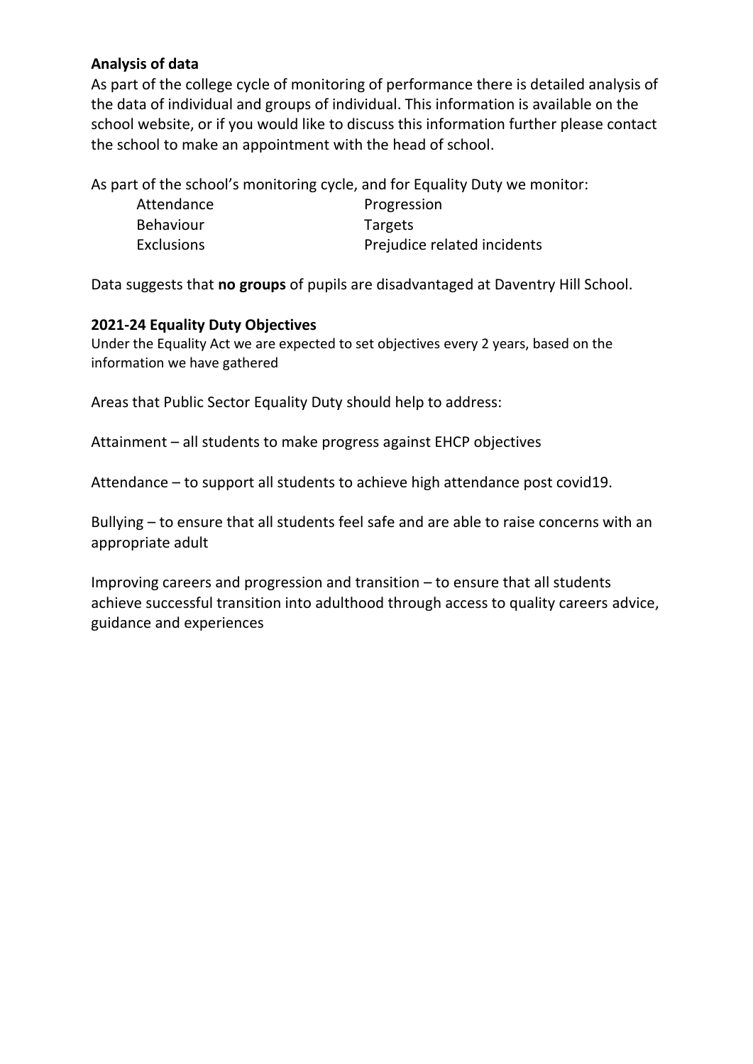**Analysis of data**

As part of the college cycle of monitoring of performance there is detailed analysis of the data of individual and groups of individual. This information is available on the school website, or if you would like to discuss this information further please contact the school to make an appointment with the head of school.

As part of the school's monitoring cycle, and for Equality Duty we monitor:

| | |
|---|---|
| Attendance | Progression |
| Behaviour | Targets |
| Exclusions | Prejudice related incidents |

Data suggests that **no groups** of pupils are disadvantaged at Daventry Hill School.

**2021-24 Equality Duty Objectives**

Under the Equality Act we are expected to set objectives every 2 years, based on the information we have gathered

Areas that Public Sector Equality Duty should help to address:

Attainment – all students to make progress against EHCP objectives

Attendance – to support all students to achieve high attendance post covid19.

Bullying – to ensure that all students feel safe and are able to raise concerns with an appropriate adult

Improving careers and progression and transition – to ensure that all students achieve successful transition into adulthood through access to quality careers advice, guidance and experiences